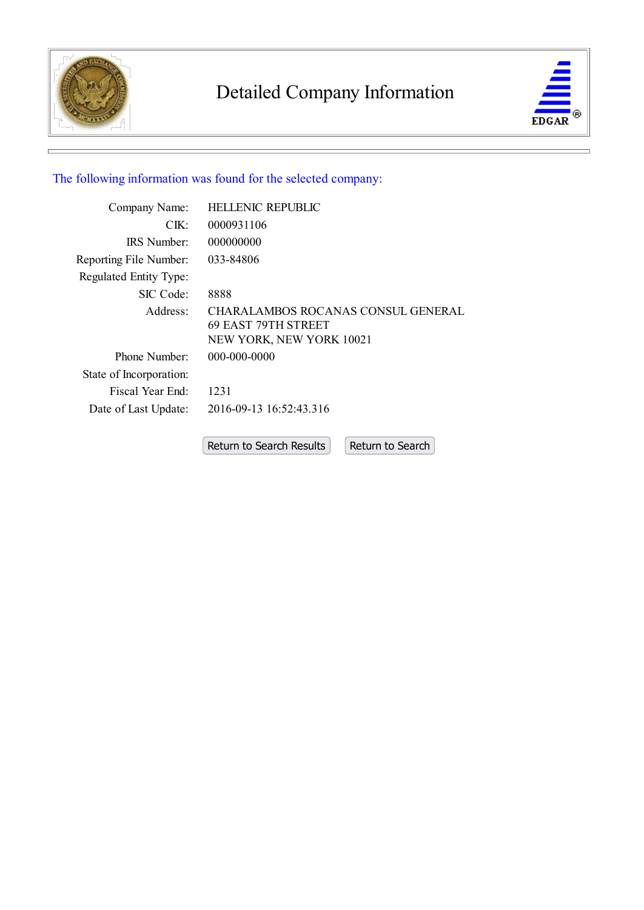# Detailed Company Information

The following information was found for the selected company:

| | |
|---|---|
| Company Name: | HELLENIC REPUBLIC |
| CIK: | 0000931106 |
| IRS Number: | 000000000 |
| Reporting File Number: | 033-84806 |
| Regulated Entity Type: | |
| SIC Code: | 8888 |
| Address: | CHARALAMBOS ROCANAS CONSUL GENERAL<br>69 EAST 79TH STREET<br>NEW YORK, NEW YORK 10021 |
| Phone Number: | 000-000-0000 |
| State of Incorporation: | |
| Fiscal Year End: | 1231 |
| Date of Last Update: | 2016-09-13 16:52:43.316 |

Return to Search Results    Return to Search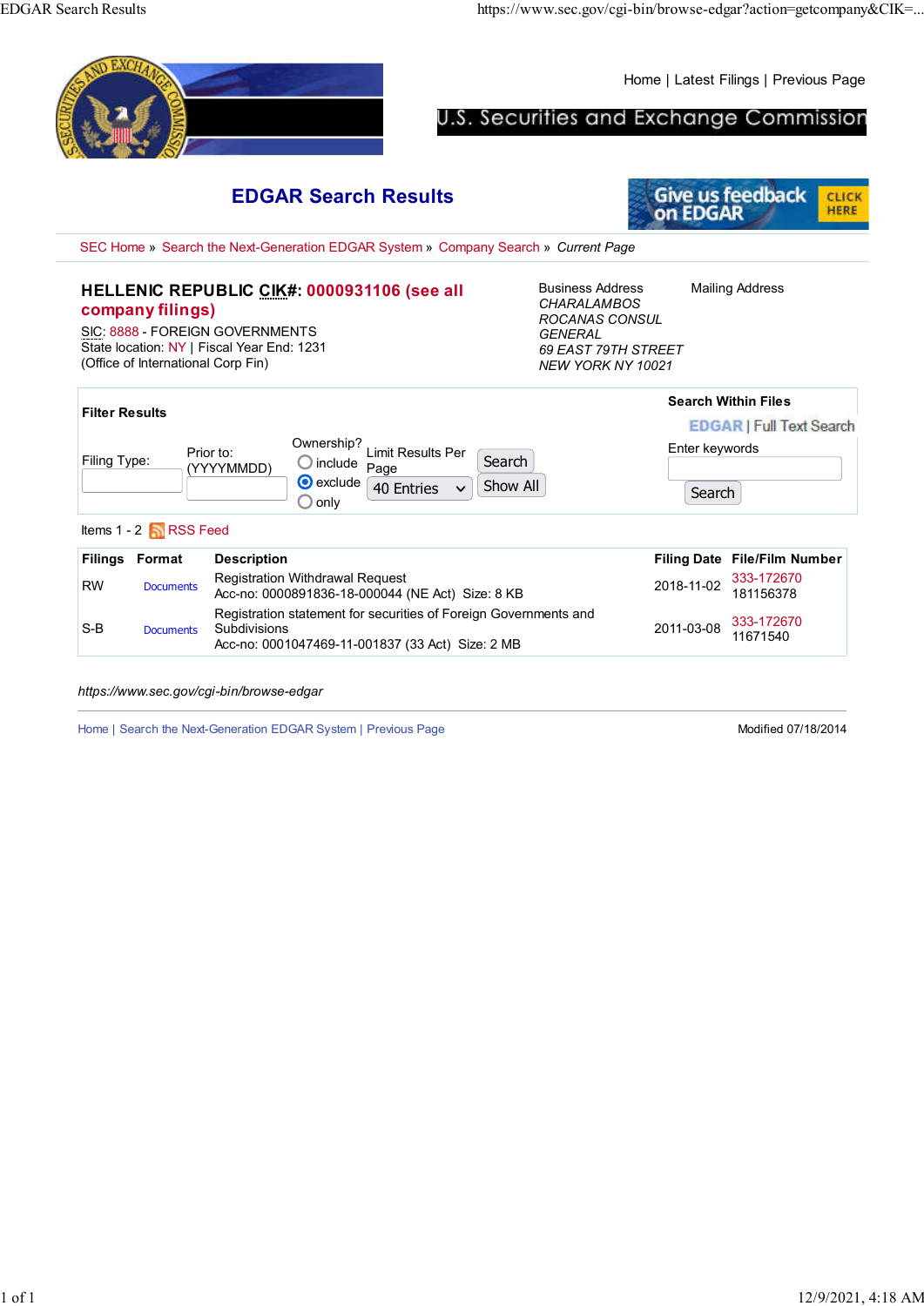Home | Latest Filings | Previous Page

U.S. Securities and Exchange Commission

# EDGAR Search Results

Give us feedback on EDGAR CLICK HERE

SEC Home » Search the Next-Generation EDGAR System » Company Search » *Current Page*

**HELLENIC REPUBLIC CIK#: 0000931106 (see all company filings)**

SIC: 8888 - FOREIGN GOVERNMENTS
State location: NY | Fiscal Year End: 1231
(Office of International Corp Fin)

Business Address
*CHARALAMBOS ROCANAS CONSUL GENERAL*
*69 EAST 79TH STREET*
*NEW YORK NY 10021*

Mailing Address

**Filter Results**

Filing Type: | Prior to: (YYYYMMDD) | Ownership? include / exclude / only | Limit Results Per Page 40 Entries | Search | Show All

**Search Within Files**

EDGAR | Full Text Search

Enter keywords

Search

Items 1 - 2 RSS Feed

| Filings | Format | Description | Filing Date | File/Film Number |
|---|---|---|---|---|
| RW | Documents | Registration Withdrawal Request<br>Acc-no: 0000891836-18-000044 (NE Act) Size: 8 KB | 2018-11-02 | 333-172670<br>181156378 |
| S-B | Documents | Registration statement for securities of Foreign Governments and Subdivisions<br>Acc-no: 0001047469-11-001837 (33 Act) Size: 2 MB | 2011-03-08 | 333-172670<br>11671540 |

*https://www.sec.gov/cgi-bin/browse-edgar*

Home | Search the Next-Generation EDGAR System | Previous Page

Modified 07/18/2014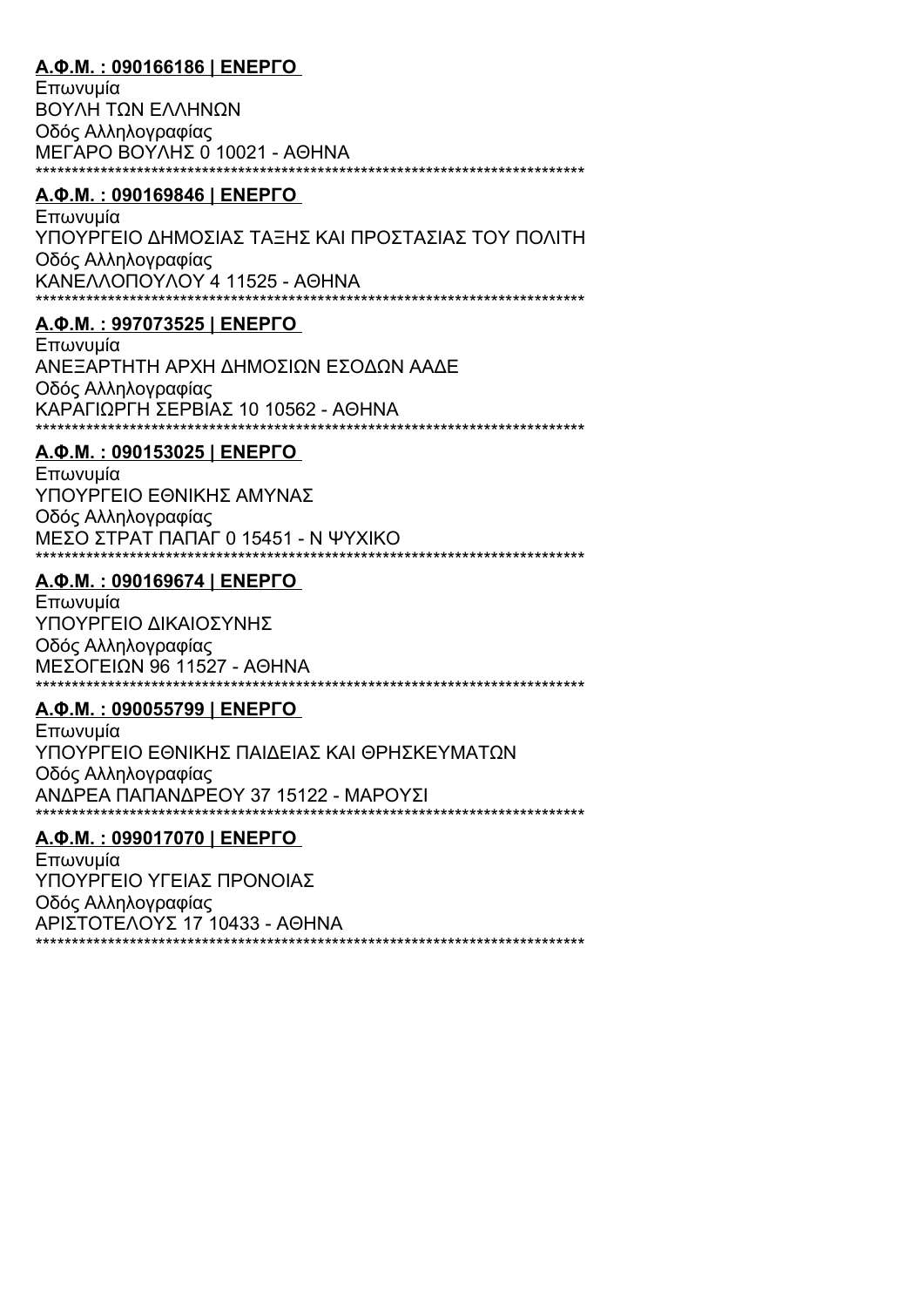**<u>Α.Φ.Μ. : 090166186 | ΕΝΕΡΓΟ</u>**

Επωνυμία

ΒΟΥΛΗ ΤΩΝ ΕΛΛΗΝΩΝ

Οδός Αλληλογραφίας

ΜΕΓΑΡΟ ΒΟΥΛΗΣ 0 10021 - ΑΘΗΝΑ

******************************************************************************

**<u>Α.Φ.Μ. : 090169846 | ΕΝΕΡΓΟ</u>**

Επωνυμία

ΥΠΟΥΡΓΕΙΟ ΔΗΜΟΣΙΑΣ ΤΑΞΗΣ ΚΑΙ ΠΡΟΣΤΑΣΙΑΣ ΤΟΥ ΠΟΛΙΤΗ

Οδός Αλληλογραφίας

ΚΑΝΕΛΛΟΠΟΥΛΟΥ 4 11525 - ΑΘΗΝΑ

******************************************************************************

**<u>Α.Φ.Μ. : 997073525 | ΕΝΕΡΓΟ</u>**

Επωνυμία

ΑΝΕΞΑΡΤΗΤΗ ΑΡΧΗ ΔΗΜΟΣΙΩΝ ΕΣΟΔΩΝ ΑΑΔΕ

Οδός Αλληλογραφίας

ΚΑΡΑΓΙΩΡΓΗ ΣΕΡΒΙΑΣ 10 10562 - ΑΘΗΝΑ

******************************************************************************

**<u>Α.Φ.Μ. : 090153025 | ΕΝΕΡΓΟ</u>**

Επωνυμία

ΥΠΟΥΡΓΕΙΟ ΕΘΝΙΚΗΣ ΑΜΥΝΑΣ

Οδός Αλληλογραφίας

ΜΕΣΟ ΣΤΡΑΤ ΠΑΠΑΓ 0 15451 - Ν ΨΥΧΙΚΟ

******************************************************************************

**<u>Α.Φ.Μ. : 090169674 | ΕΝΕΡΓΟ</u>**

Επωνυμία

ΥΠΟΥΡΓΕΙΟ ΔΙΚΑΙΟΣΥΝΗΣ

Οδός Αλληλογραφίας

ΜΕΣΟΓΕΙΩΝ 96 11527 - ΑΘΗΝΑ

******************************************************************************

**<u>Α.Φ.Μ. : 090055799 | ΕΝΕΡΓΟ</u>**

Επωνυμία

ΥΠΟΥΡΓΕΙΟ ΕΘΝΙΚΗΣ ΠΑΙΔΕΙΑΣ ΚΑΙ ΘΡΗΣΚΕΥΜΑΤΩΝ

Οδός Αλληλογραφίας

ΑΝΔΡΕΑ ΠΑΠΑΝΔΡΕΟΥ 37 15122 - ΜΑΡΟΥΣΙ

******************************************************************************

**<u>Α.Φ.Μ. : 099017070 | ΕΝΕΡΓΟ</u>**

Επωνυμία

ΥΠΟΥΡΓΕΙΟ ΥΓΕΙΑΣ ΠΡΟΝΟΙΑΣ

Οδός Αλληλογραφίας

ΑΡΙΣΤΟΤΕΛΟΥΣ 17 10433 - ΑΘΗΝΑ

******************************************************************************